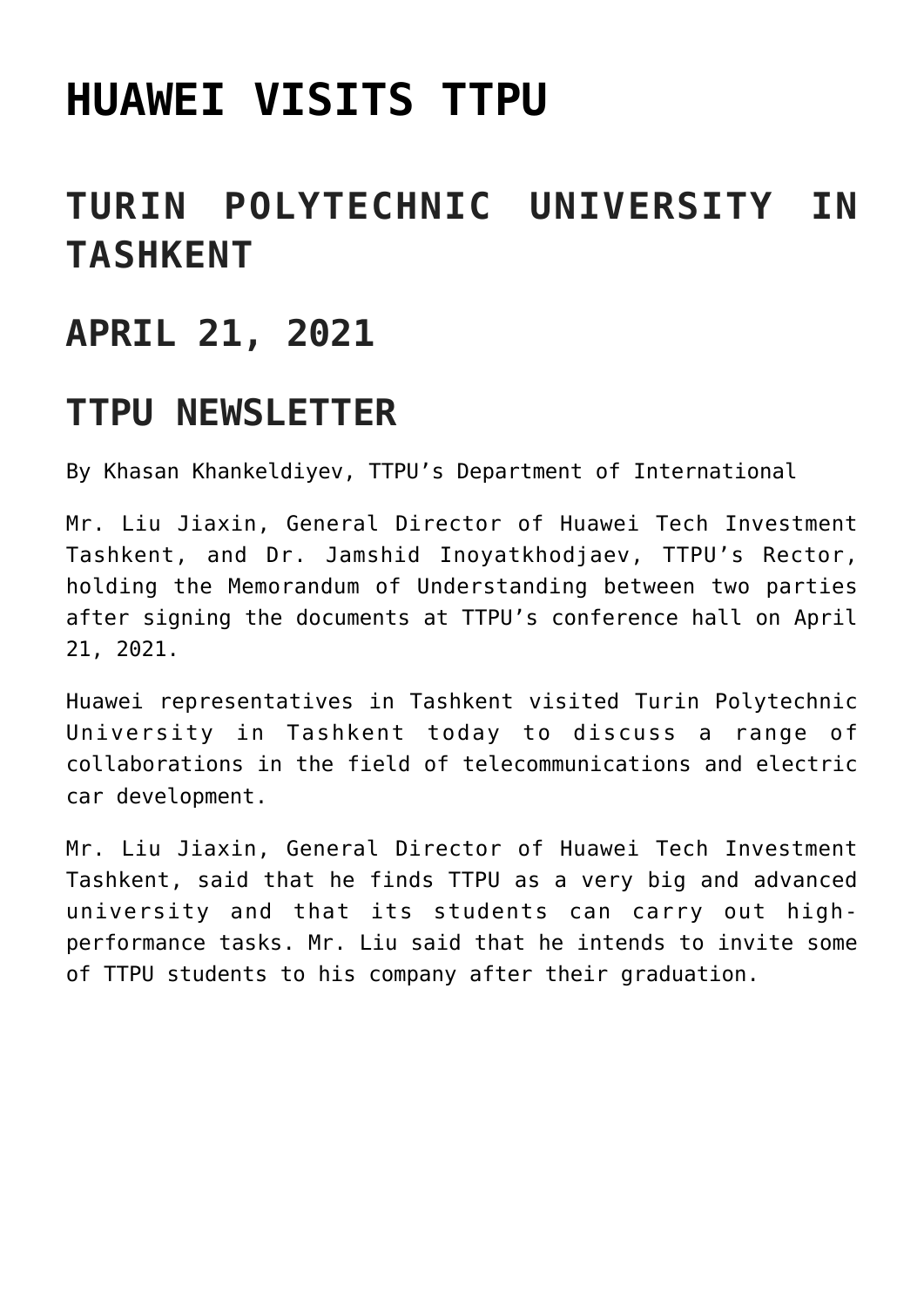# HUAWEI VISITS TTPU

## TURIN POLYTECHNIC UNIVERSITY IN TASHKENT

## APRIL 21, 2021

## TTPU NEWSLETTER

By Khasan Khankeldiyev, TTPU's Department of International

Mr. Liu Jiaxin, General Director of Huawei Tech Investment Tashkent, and Dr. Jamshid Inoyatkhodjaev, TTPU's Rector, holding the Memorandum of Understanding between two parties after signing the documents at TTPU's conference hall on April 21, 2021.

Huawei representatives in Tashkent visited Turin Polytechnic University in Tashkent today to discuss a range of collaborations in the field of telecommunications and electric car development.

Mr. Liu Jiaxin, General Director of Huawei Tech Investment Tashkent, said that he finds TTPU as a very big and advanced university and that its students can carry out high-performance tasks. Mr. Liu said that he intends to invite some of TTPU students to his company after their graduation.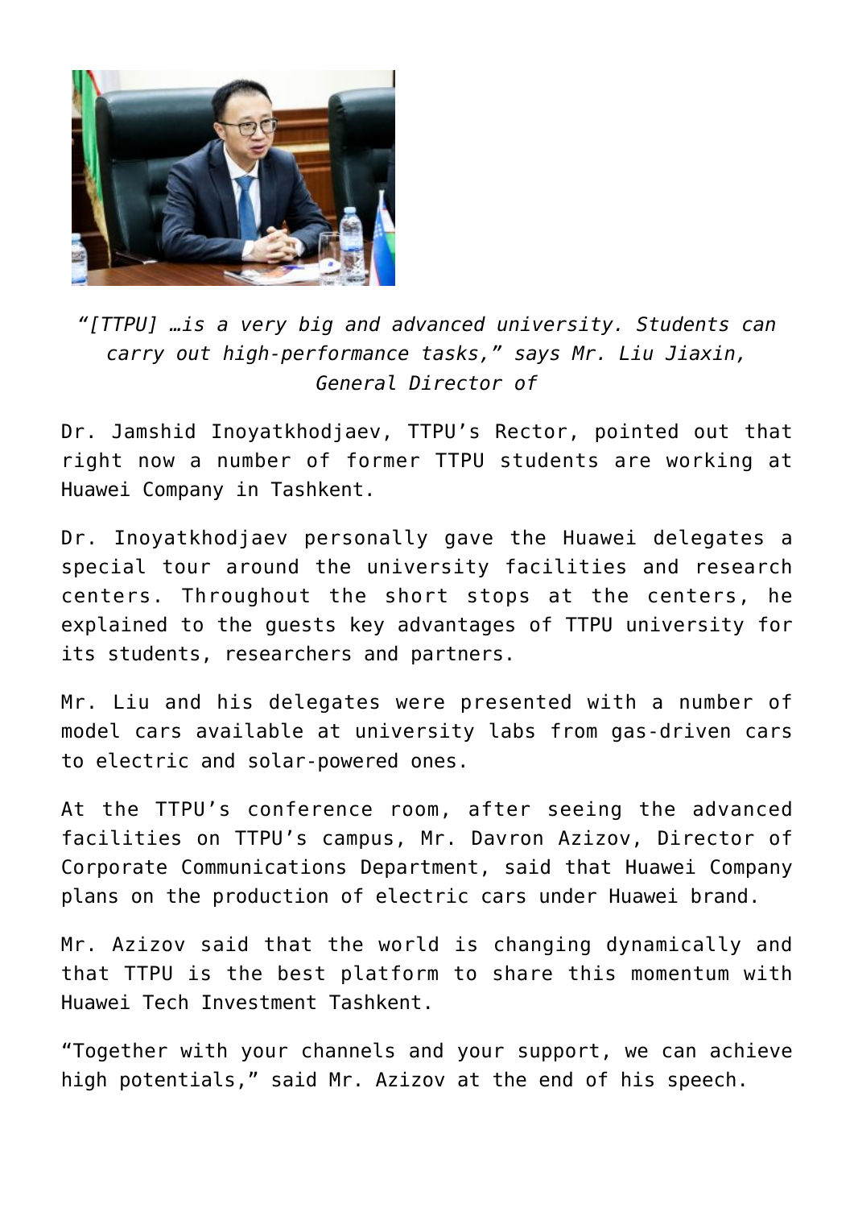*"[TTPU] …is a very big and advanced university. Students can carry out high-performance tasks," says Mr. Liu Jiaxin, General Director of*

Dr. Jamshid Inoyatkhodjaev, TTPU's Rector, pointed out that right now a number of former TTPU students are working at Huawei Company in Tashkent.

Dr. Inoyatkhodjaev personally gave the Huawei delegates a special tour around the university facilities and research centers. Throughout the short stops at the centers, he explained to the guests key advantages of TTPU university for its students, researchers and partners.

Mr. Liu and his delegates were presented with a number of model cars available at university labs from gas-driven cars to electric and solar-powered ones.

At the TTPU's conference room, after seeing the advanced facilities on TTPU's campus, Mr. Davron Azizov, Director of Corporate Communications Department, said that Huawei Company plans on the production of electric cars under Huawei brand.

Mr. Azizov said that the world is changing dynamically and that TTPU is the best platform to share this momentum with Huawei Tech Investment Tashkent.

"Together with your channels and your support, we can achieve high potentials," said Mr. Azizov at the end of his speech.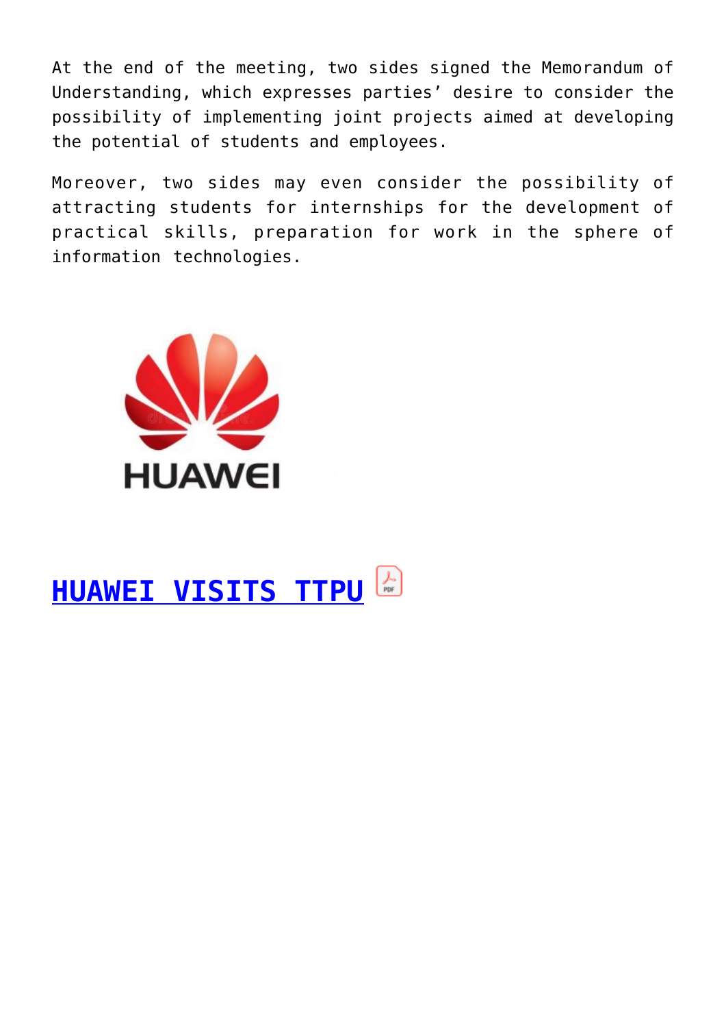At the end of the meeting, two sides signed the Memorandum of Understanding, which expresses parties' desire to consider the possibility of implementing joint projects aimed at developing the potential of students and employees.

Moreover, two sides may even consider the possibility of attracting students for internships for the development of practical skills, preparation for work in the sphere of information technologies.

## HUAWEI VISITS TTPU